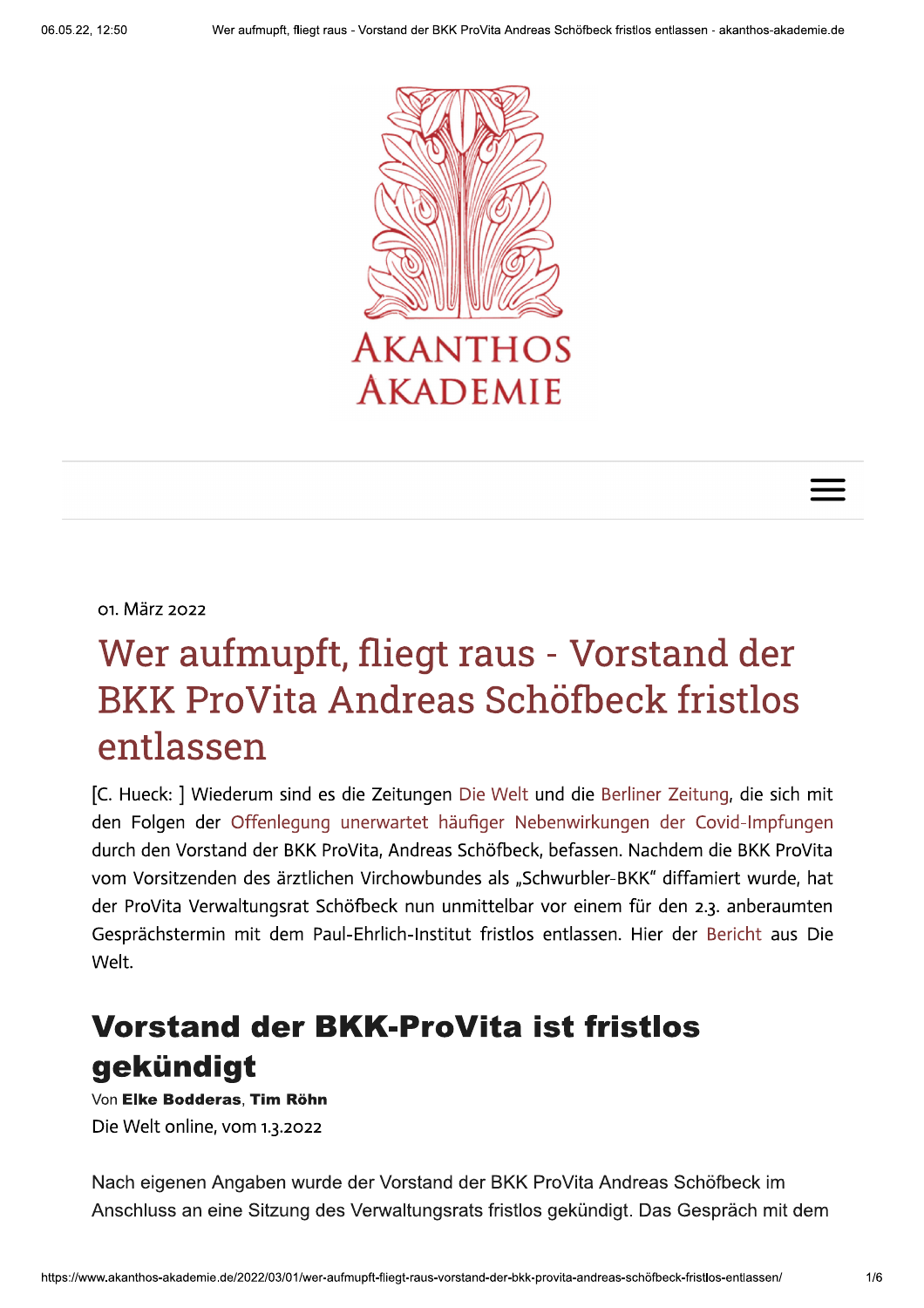AKANTHOS AKADEMIE

01. März 2022

# Wer aufmupft, fliegt raus - Vorstand der BKK ProVita Andreas Schöfbeck fristlos entlassen

[C. Hueck: ] Wiederum sind es die Zeitungen Die Welt und die Berliner Zeitung, die sich mit den Folgen der Offenlegung unerwartet häufiger Nebenwirkungen der Covid-Impfungen durch den Vorstand der BKK ProVita, Andreas Schöfbeck, befassen. Nachdem die BKK ProVita vom Vorsitzenden des ärztlichen Virchowbundes als „Schwurbler-BKK" diffamiert wurde, hat der ProVita Verwaltungsrat Schöfbeck nun unmittelbar vor einem für den 2.3. anberaumten Gesprächstermin mit dem Paul-Ehrlich-Institut fristlos entlassen. Hier der Bericht aus Die Welt.

## Vorstand der BKK-ProVita ist fristlos gekündigt

Von **Elke Bodderas**, **Tim Röhn**

Die Welt online, vom 1.3.2022

Nach eigenen Angaben wurde der Vorstand der BKK ProVita Andreas Schöfbeck im Anschluss an eine Sitzung des Verwaltungsrats fristlos gekündigt. Das Gespräch mit dem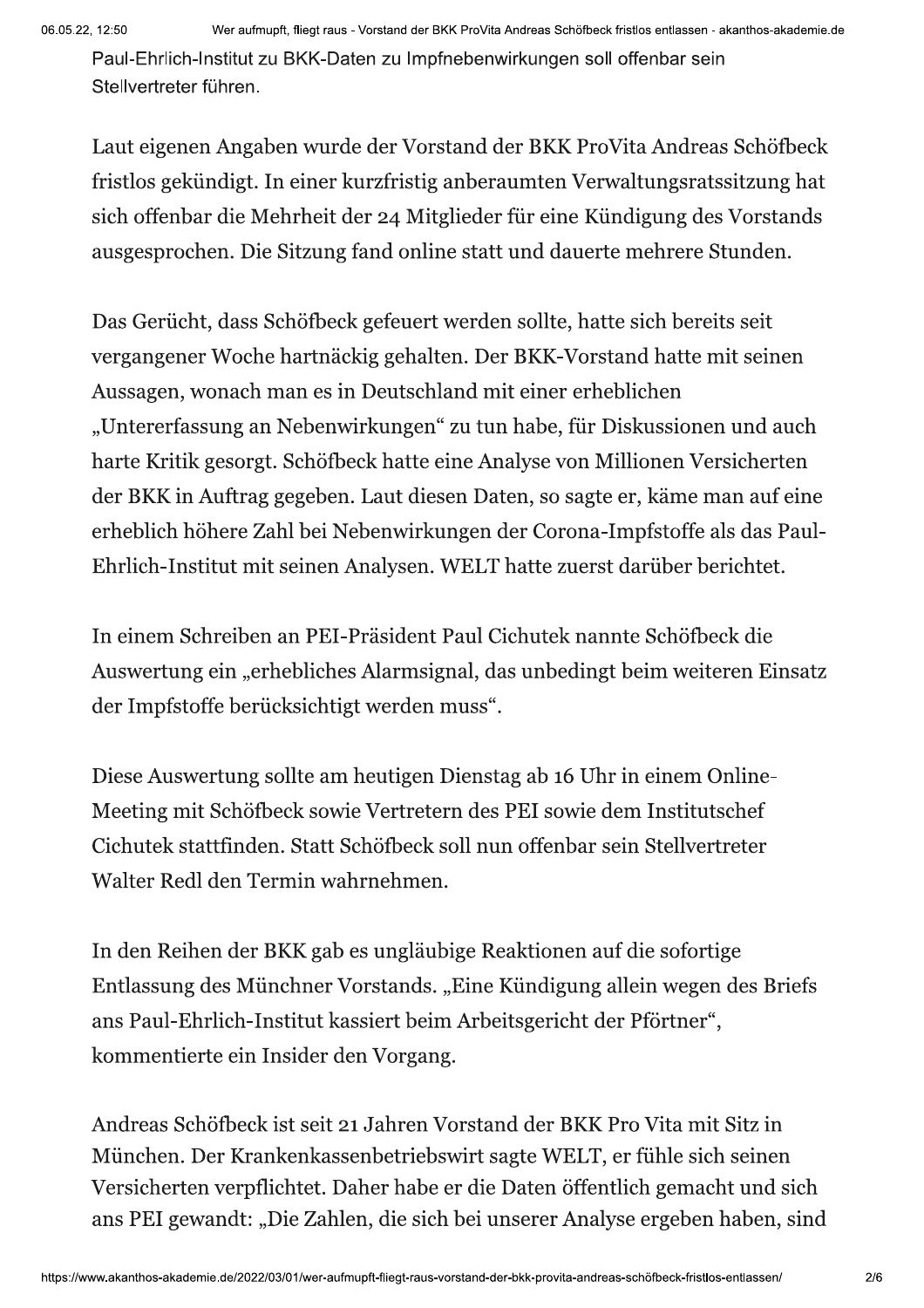Paul-Ehrlich-Institut zu BKK-Daten zu Impfnebenwirkungen soll offenbar sein Stellvertreter führen.

Laut eigenen Angaben wurde der Vorstand der BKK ProVita Andreas Schöfbeck fristlos gekündigt. In einer kurzfristig anberaumten Verwaltungsratssitzung hat sich offenbar die Mehrheit der 24 Mitglieder für eine Kündigung des Vorstands ausgesprochen. Die Sitzung fand online statt und dauerte mehrere Stunden.

Das Gerücht, dass Schöfbeck gefeuert werden sollte, hatte sich bereits seit vergangener Woche hartnäckig gehalten. Der BKK-Vorstand hatte mit seinen Aussagen, wonach man es in Deutschland mit einer erheblichen „Untererfassung an Nebenwirkungen" zu tun habe, für Diskussionen und auch harte Kritik gesorgt. Schöfbeck hatte eine Analyse von Millionen Versicherten der BKK in Auftrag gegeben. Laut diesen Daten, so sagte er, käme man auf eine erheblich höhere Zahl bei Nebenwirkungen der Corona-Impfstoffe als das Paul-Ehrlich-Institut mit seinen Analysen. WELT hatte zuerst darüber berichtet.

In einem Schreiben an PEI-Präsident Paul Cichutek nannte Schöfbeck die Auswertung ein „erhebliches Alarmsignal, das unbedingt beim weiteren Einsatz der Impfstoffe berücksichtigt werden muss".

Diese Auswertung sollte am heutigen Dienstag ab 16 Uhr in einem Online-Meeting mit Schöfbeck sowie Vertretern des PEI sowie dem Institutschef Cichutek stattfinden. Statt Schöfbeck soll nun offenbar sein Stellvertreter Walter Redl den Termin wahrnehmen.

In den Reihen der BKK gab es ungläubige Reaktionen auf die sofortige Entlassung des Münchner Vorstands. „Eine Kündigung allein wegen des Briefs ans Paul-Ehrlich-Institut kassiert beim Arbeitsgericht der Pförtner", kommentierte ein Insider den Vorgang.

Andreas Schöfbeck ist seit 21 Jahren Vorstand der BKK Pro Vita mit Sitz in München. Der Krankenkassenbetriebswirt sagte WELT, er fühle sich seinen Versicherten verpflichtet. Daher habe er die Daten öffentlich gemacht und sich ans PEI gewandt: „Die Zahlen, die sich bei unserer Analyse ergeben haben, sind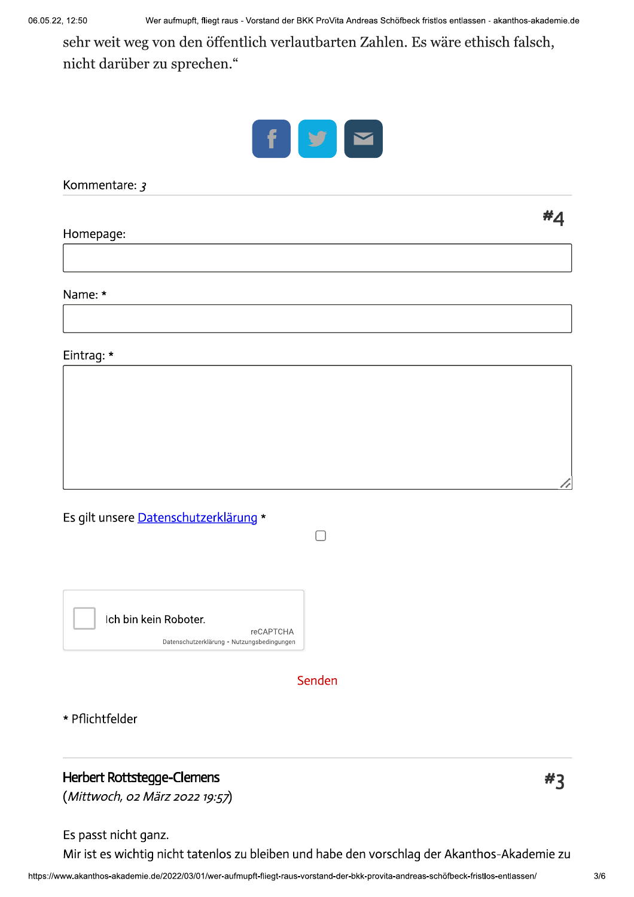sehr weit weg von den öffentlich verlautbarten Zahlen. Es wäre ethisch falsch, nicht darüber zu sprechen."

Kommentare: *3*

#4

Homepage:

Name: *

Eintrag: *

Es gilt unsere Datenschutzerklärung *

Ich bin kein Roboter.

reCAPTCHA

Datenschutzerklärung - Nutzungsbedingungen

Senden

* Pflichtfelder

---

**Herbert Rottstegge-Clemens** #3

(*Mittwoch, 02 März 2022 19:57*)

Es passt nicht ganz.

Mir ist es wichtig nicht tatenlos zu bleiben und habe den vorschlag der Akanthos-Akademie zu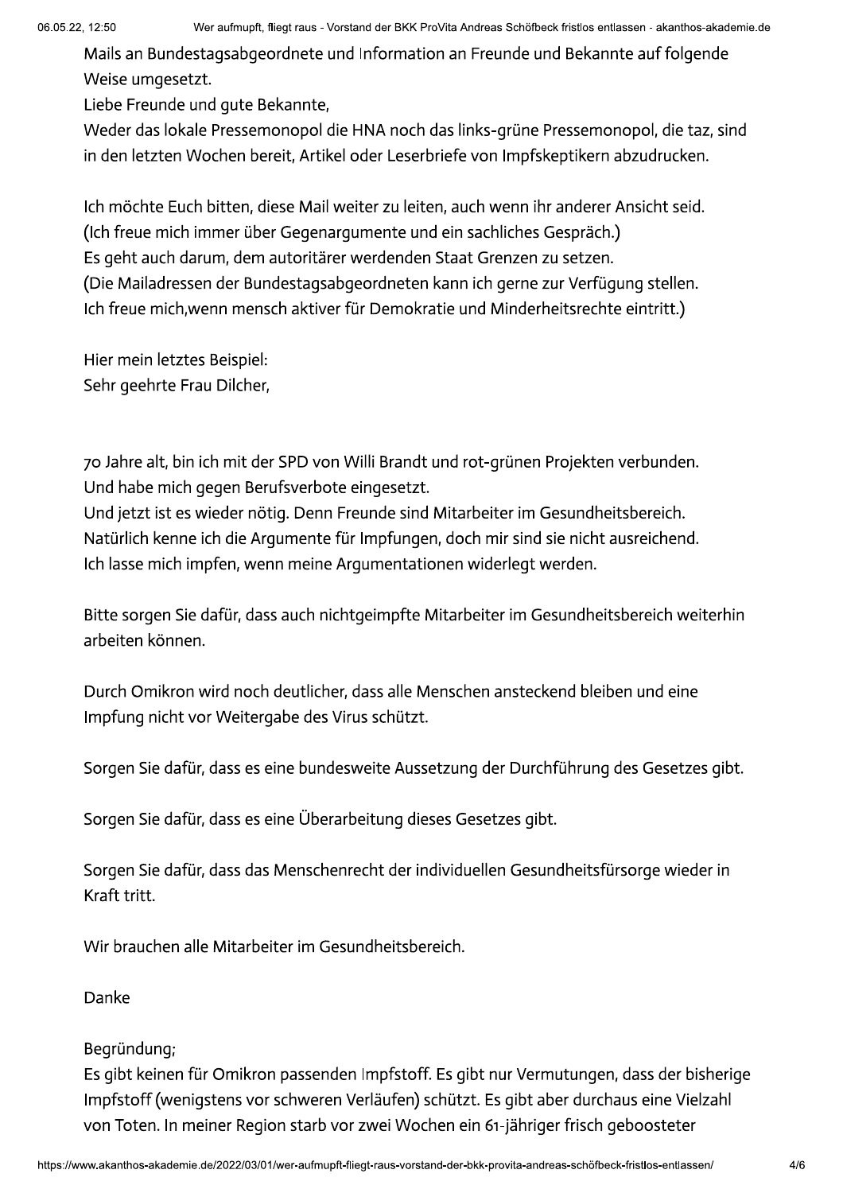Mails an Bundestagsabgeordnete und Information an Freunde und Bekannte auf folgende Weise umgesetzt.
Liebe Freunde und gute Bekannte,
Weder das lokale Pressemonopol die HNA noch das links-grüne Pressemonopol, die taz, sind in den letzten Wochen bereit, Artikel oder Leserbriefe von Impfskeptikern abzudrucken.

Ich möchte Euch bitten, diese Mail weiter zu leiten, auch wenn ihr anderer Ansicht seid.
(Ich freue mich immer über Gegenargumente und ein sachliches Gespräch.)
Es geht auch darum, dem autoritärer werdenden Staat Grenzen zu setzen.
(Die Mailadressen der Bundestagsabgeordneten kann ich gerne zur Verfügung stellen.
Ich freue mich,wenn mensch aktiver für Demokratie und Minderheitsrechte eintritt.)

Hier mein letztes Beispiel:
Sehr geehrte Frau Dilcher,

70 Jahre alt, bin ich mit der SPD von Willi Brandt und rot-grünen Projekten verbunden.
Und habe mich gegen Berufsverbote eingesetzt.
Und jetzt ist es wieder nötig. Denn Freunde sind Mitarbeiter im Gesundheitsbereich.
Natürlich kenne ich die Argumente für Impfungen, doch mir sind sie nicht ausreichend.
Ich lasse mich impfen, wenn meine Argumentationen widerlegt werden.

Bitte sorgen Sie dafür, dass auch nichtgeimpfte Mitarbeiter im Gesundheitsbereich weiterhin arbeiten können.

Durch Omikron wird noch deutlicher, dass alle Menschen ansteckend bleiben und eine Impfung nicht vor Weitergabe des Virus schützt.

Sorgen Sie dafür, dass es eine bundesweite Aussetzung der Durchführung des Gesetzes gibt.

Sorgen Sie dafür, dass es eine Überarbeitung dieses Gesetzes gibt.

Sorgen Sie dafür, dass das Menschenrecht der individuellen Gesundheitsfürsorge wieder in Kraft tritt.

Wir brauchen alle Mitarbeiter im Gesundheitsbereich.

Danke

Begründung;
Es gibt keinen für Omikron passenden Impfstoff. Es gibt nur Vermutungen, dass der bisherige Impfstoff (wenigstens vor schweren Verläufen) schützt. Es gibt aber durchaus eine Vielzahl von Toten. In meiner Region starb vor zwei Wochen ein 61-jähriger frisch geboosteter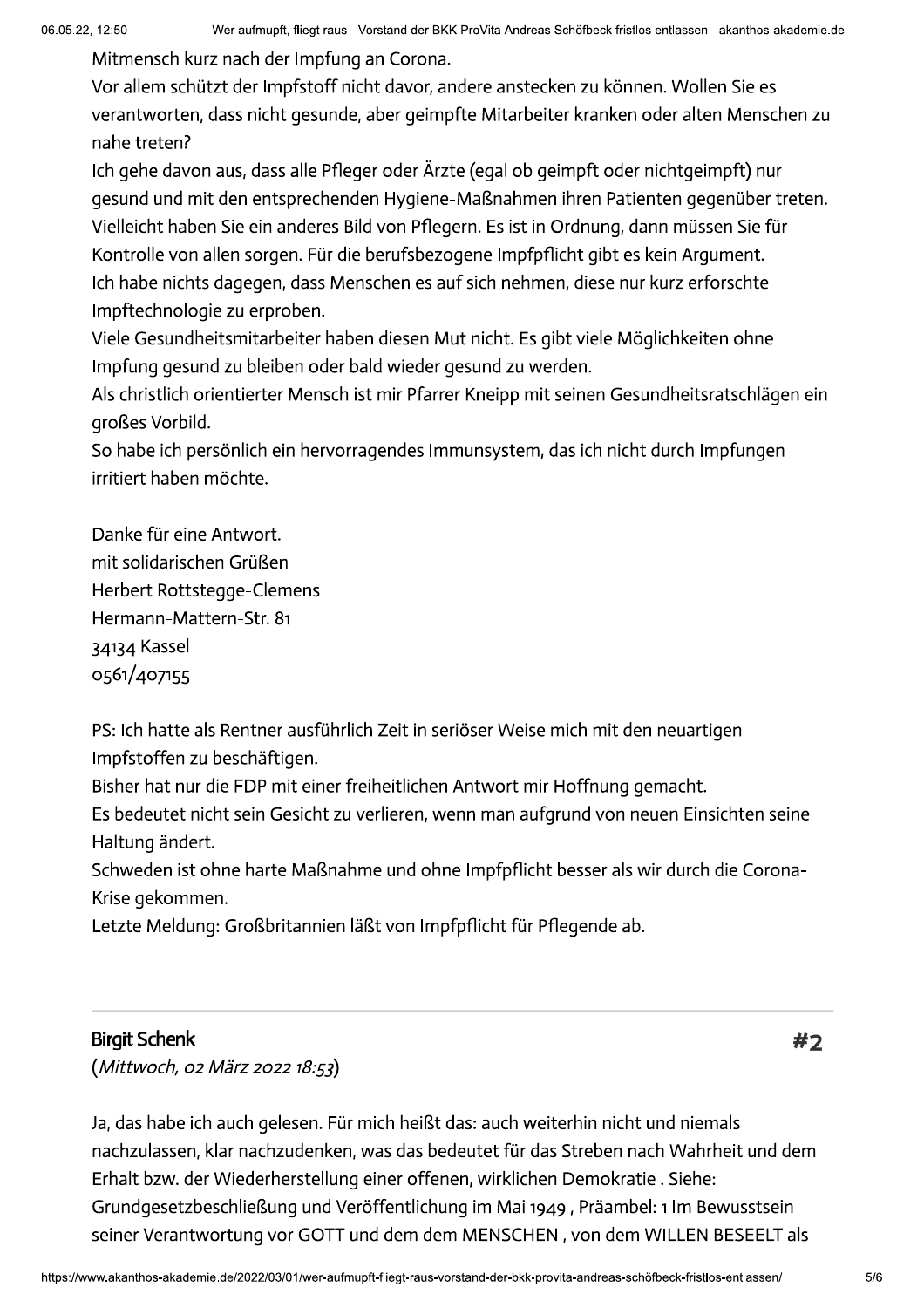Mitmensch kurz nach der Impfung an Corona.

Vor allem schützt der Impfstoff nicht davor, andere anstecken zu können. Wollen Sie es verantworten, dass nicht gesunde, aber geimpfte Mitarbeiter kranken oder alten Menschen zu nahe treten?

Ich gehe davon aus, dass alle Pfleger oder Ärzte (egal ob geimpft oder nichtgeimpft) nur gesund und mit den entsprechenden Hygiene-Maßnahmen ihren Patienten gegenüber treten. Vielleicht haben Sie ein anderes Bild von Pflegern. Es ist in Ordnung, dann müssen Sie für Kontrolle von allen sorgen. Für die berufsbezogene Impfpflicht gibt es kein Argument.

Ich habe nichts dagegen, dass Menschen es auf sich nehmen, diese nur kurz erforschte Impftechnologie zu erproben.

Viele Gesundheitsmitarbeiter haben diesen Mut nicht. Es gibt viele Möglichkeiten ohne Impfung gesund zu bleiben oder bald wieder gesund zu werden.

Als christlich orientierter Mensch ist mir Pfarrer Kneipp mit seinen Gesundheitsratschlägen ein großes Vorbild.

So habe ich persönlich ein hervorragendes Immunsystem, das ich nicht durch Impfungen irritiert haben möchte.

Danke für eine Antwort.  
mit solidarischen Grüßen  
Herbert Rottstegge-Clemens  
Hermann-Mattern-Str. 81  
34134 Kassel  
0561/407155

PS: Ich hatte als Rentner ausführlich Zeit in seriöser Weise mich mit den neuartigen Impfstoffen zu beschäftigen.

Bisher hat nur die FDP mit einer freiheitlichen Antwort mir Hoffnung gemacht.

Es bedeutet nicht sein Gesicht zu verlieren, wenn man aufgrund von neuen Einsichten seine Haltung ändert.

Schweden ist ohne harte Maßnahme und ohne Impfpflicht besser als wir durch die Corona-Krise gekommen.

Letzte Meldung: Großbritannien läßt von Impfpflicht für Pflegende ab.

---

**Birgit Schenk** #2

(*Mittwoch, 02 März 2022 18:53*)

Ja, das habe ich auch gelesen. Für mich heißt das: auch weiterhin nicht und niemals nachzulassen, klar nachzudenken, was das bedeutet für das Streben nach Wahrheit und dem Erhalt bzw. der Wiederherstellung einer offenen, wirklichen Demokratie . Siehe: Grundgesetzbeschließung und Veröffentlichung im Mai 1949 , Präambel: 1 Im Bewusstsein seiner Verantwortung vor GOTT und dem dem MENSCHEN , von dem WILLEN BESEELT als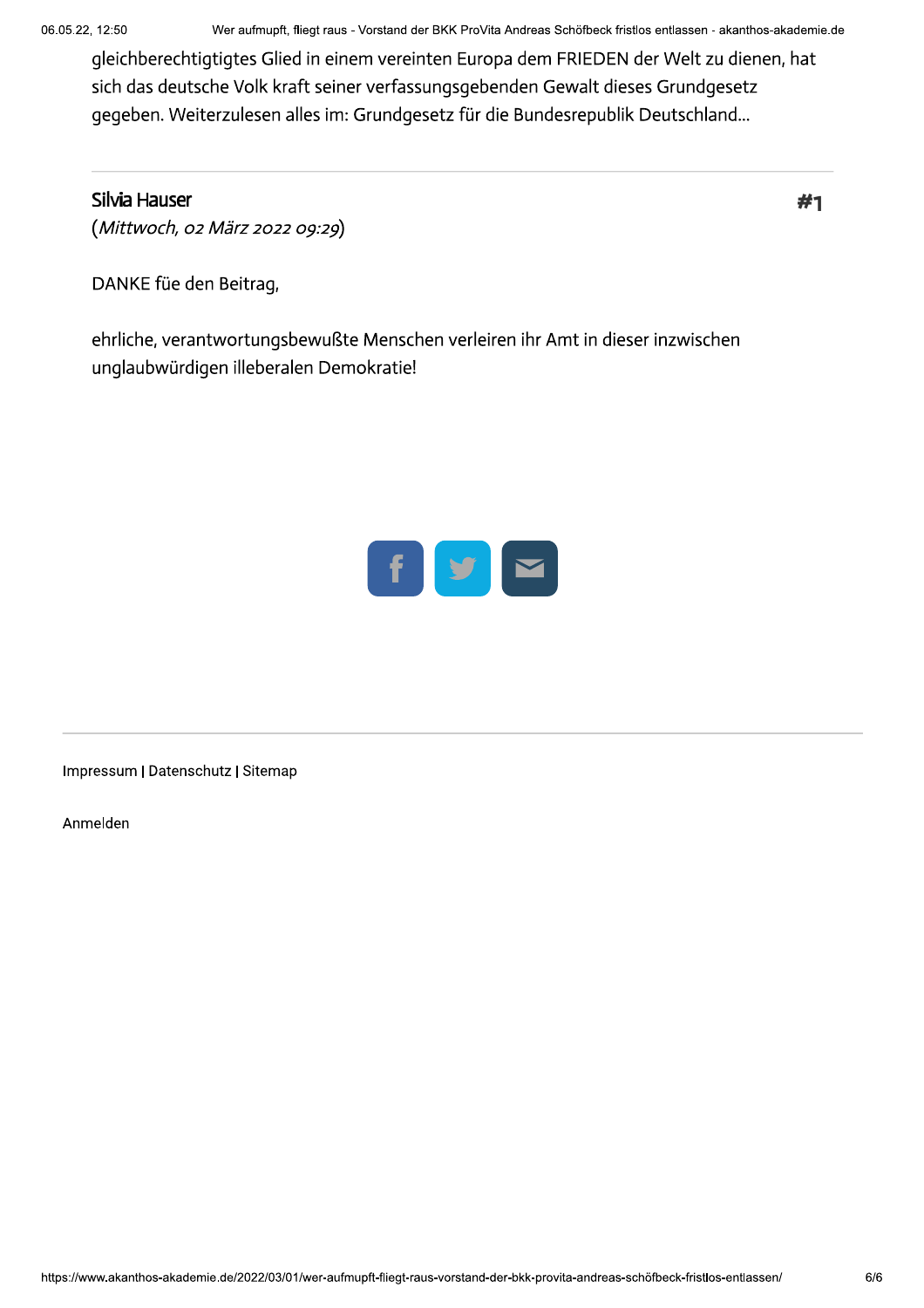gleichberechtigtigtes Glied in einem vereinten Europa dem FRIEDEN der Welt zu dienen, hat sich das deutsche Volk kraft seiner verfassungsgebenden Gewalt dieses Grundgesetz gegeben. Weiterzulesen alles im: Grundgesetz für die Bundesrepublik Deutschland...

---

**Silvia Hauser** **#1**

(*Mittwoch, 02 März 2022 09:29*)

DANKE füe den Beitrag,

ehrliche, verantwortungsbewußte Menschen verleiren ihr Amt in dieser inzwischen unglaubwürdigen illeberalen Demokratie!

---

Impressum | Datenschutz | Sitemap

Anmelden